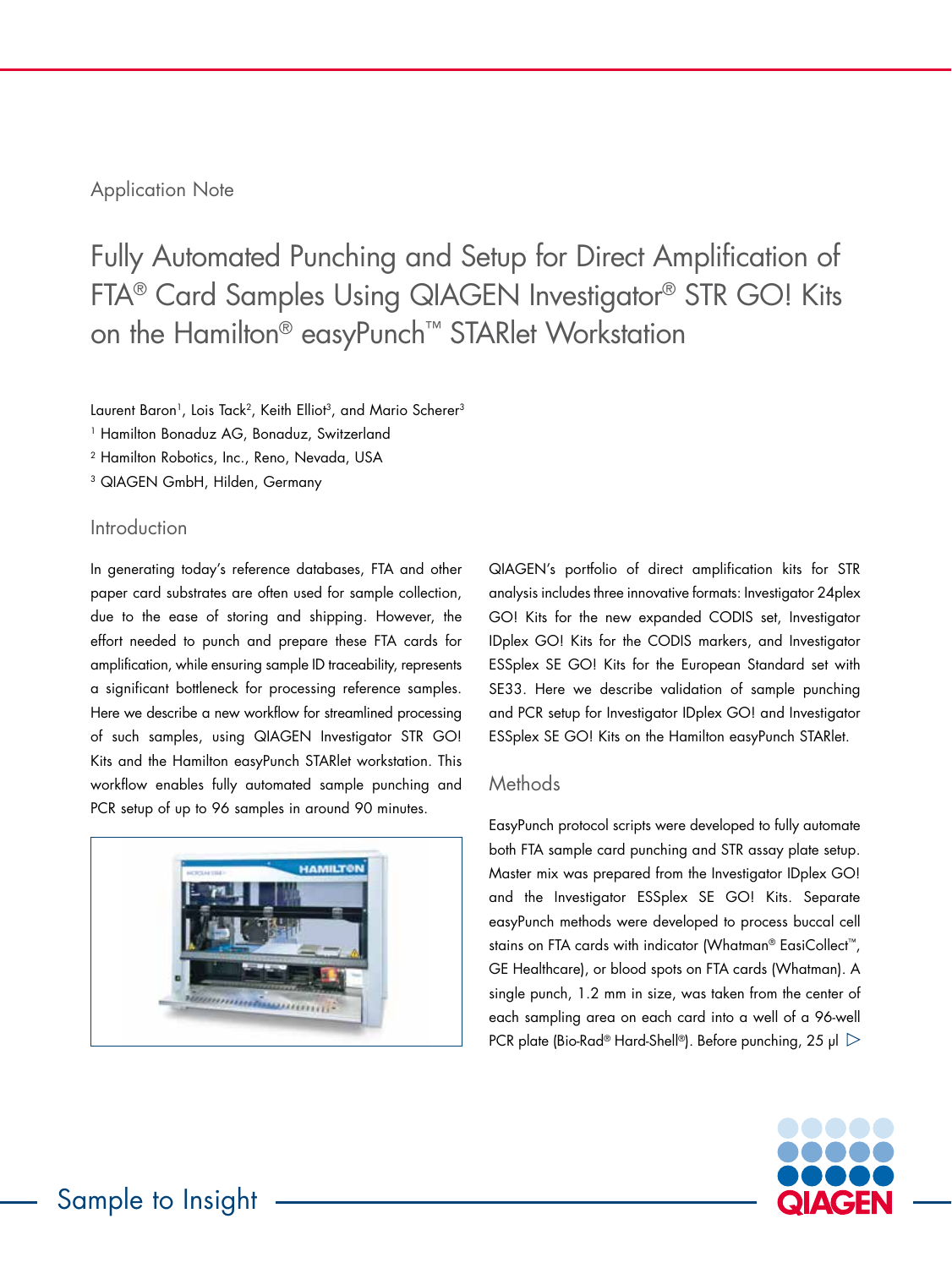Application Note

# Fully Automated Punching and Setup for Direct Amplification of FTA® Card Samples Using QIAGEN Investigator® STR GO! Kits on the Hamilton® easyPunch™ STARlet Workstation

Laurent Baron[1], Lois Tack[2], Keith Elliot[3], and Mario Scherer[3]

[1] Hamilton Bonaduz AG, Bonaduz, Switzerland

[2] Hamilton Robotics, Inc., Reno, Nevada, USA

[3] QIAGEN GmbH, Hilden, Germany

## Introduction

In generating today's reference databases, FTA and other paper card substrates are often used for sample collection, due to the ease of storing and shipping. However, the effort needed to punch and prepare these FTA cards for amplification, while ensuring sample ID traceability, represents a significant bottleneck for processing reference samples. Here we describe a new workflow for streamlined processing of such samples, using QIAGEN Investigator STR GO! Kits and the Hamilton easyPunch STARlet workstation. This workflow enables fully automated sample punching and PCR setup of up to 96 samples in around 90 minutes.

QIAGEN's portfolio of direct amplification kits for STR analysis includes three innovative formats: Investigator 24plex GO! Kits for the new expanded CODIS set, Investigator IDplex GO! Kits for the CODIS markers, and Investigator ESSplex SE GO! Kits for the European Standard set with SE33. Here we describe validation of sample punching and PCR setup for Investigator IDplex GO! and Investigator ESSplex SE GO! Kits on the Hamilton easyPunch STARlet.

## Methods

EasyPunch protocol scripts were developed to fully automate both FTA sample card punching and STR assay plate setup. Master mix was prepared from the Investigator IDplex GO! and the Investigator ESSplex SE GO! Kits. Separate easyPunch methods were developed to process buccal cell stains on FTA cards with indicator (Whatman® EasiCollect™, GE Healthcare), or blood spots on FTA cards (Whatman). A single punch, 1.2 mm in size, was taken from the center of each sampling area on each card into a well of a 96-well PCR plate (Bio-Rad® Hard-Shell®). Before punching, 25 µl ▷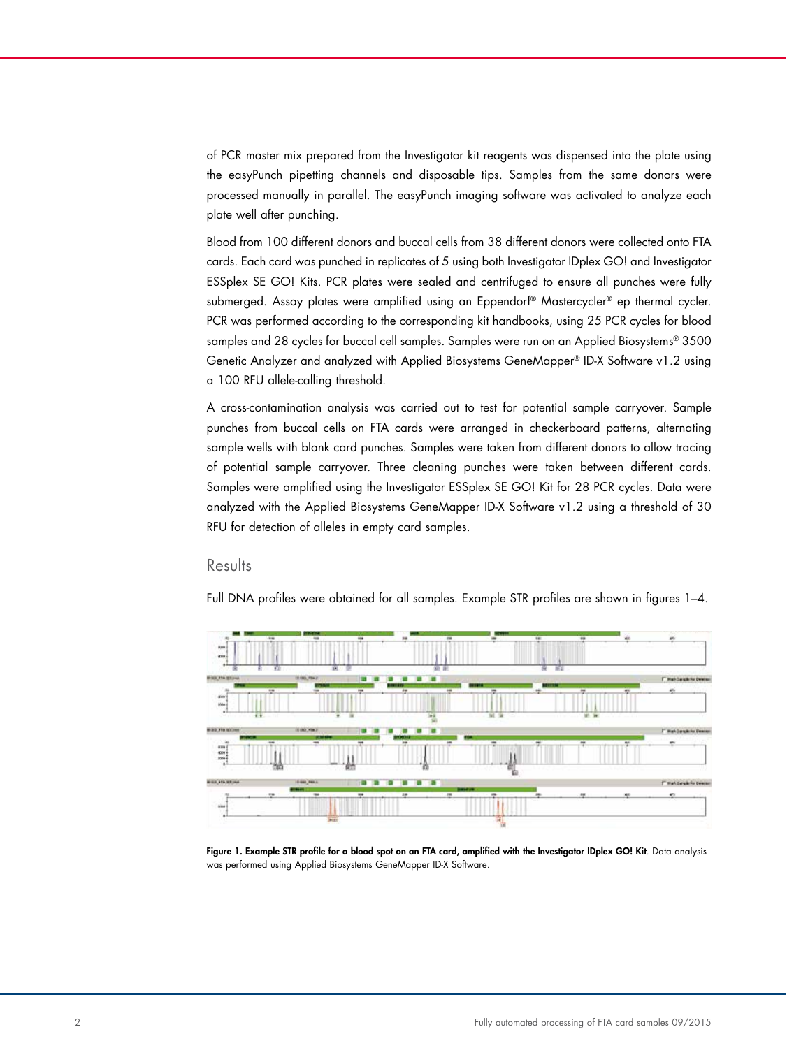of PCR master mix prepared from the Investigator kit reagents was dispensed into the plate using the easyPunch pipetting channels and disposable tips. Samples from the same donors were processed manually in parallel. The easyPunch imaging software was activated to analyze each plate well after punching.

Blood from 100 different donors and buccal cells from 38 different donors were collected onto FTA cards. Each card was punched in replicates of 5 using both Investigator IDplex GO! and Investigator ESSplex SE GO! Kits. PCR plates were sealed and centrifuged to ensure all punches were fully submerged. Assay plates were amplified using an Eppendorf® Mastercycler® ep thermal cycler. PCR was performed according to the corresponding kit handbooks, using 25 PCR cycles for blood samples and 28 cycles for buccal cell samples. Samples were run on an Applied Biosystems® 3500 Genetic Analyzer and analyzed with Applied Biosystems GeneMapper® ID-X Software v1.2 using a 100 RFU allele-calling threshold.

A cross-contamination analysis was carried out to test for potential sample carryover. Sample punches from buccal cells on FTA cards were arranged in checkerboard patterns, alternating sample wells with blank card punches. Samples were taken from different donors to allow tracing of potential sample carryover. Three cleaning punches were taken between different cards. Samples were amplified using the Investigator ESSplex SE GO! Kit for 28 PCR cycles. Data were analyzed with the Applied Biosystems GeneMapper ID-X Software v1.2 using a threshold of 30 RFU for detection of alleles in empty card samples.

## Results

Full DNA profiles were obtained for all samples. Example STR profiles are shown in figures 1–4.

**Figure 1. Example STR profile for a blood spot on an FTA card, amplified with the Investigator IDplex GO! Kit**. Data analysis was performed using Applied Biosystems GeneMapper ID-X Software.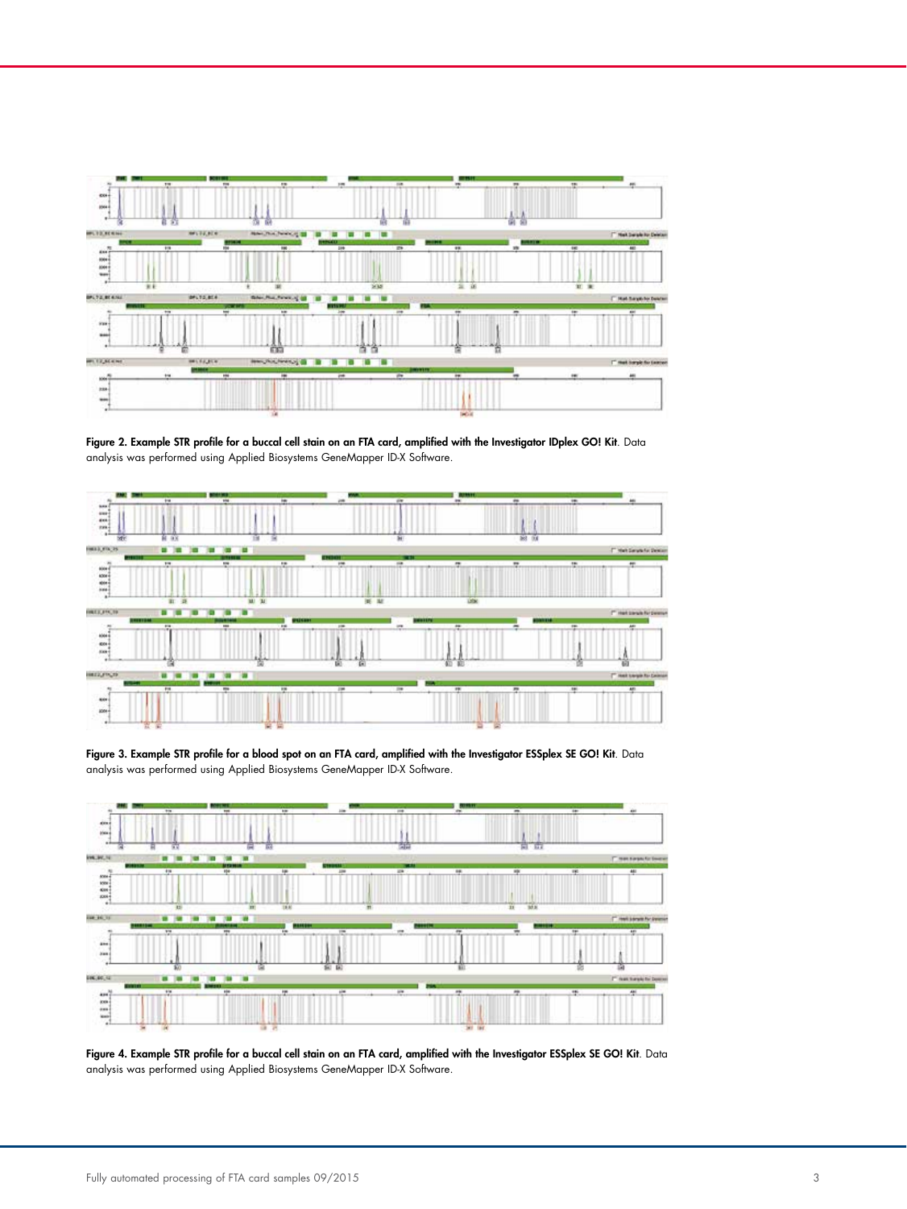**Figure 2. Example STR profile for a buccal cell stain on an FTA card, amplified with the Investigator IDplex GO! Kit**. Data analysis was performed using Applied Biosystems GeneMapper ID-X Software.

**Figure 3. Example STR profile for a blood spot on an FTA card, amplified with the Investigator ESSplex SE GO! Kit**. Data analysis was performed using Applied Biosystems GeneMapper ID-X Software.

**Figure 4. Example STR profile for a buccal cell stain on an FTA card, amplified with the Investigator ESSplex SE GO! Kit**. Data analysis was performed using Applied Biosystems GeneMapper ID-X Software.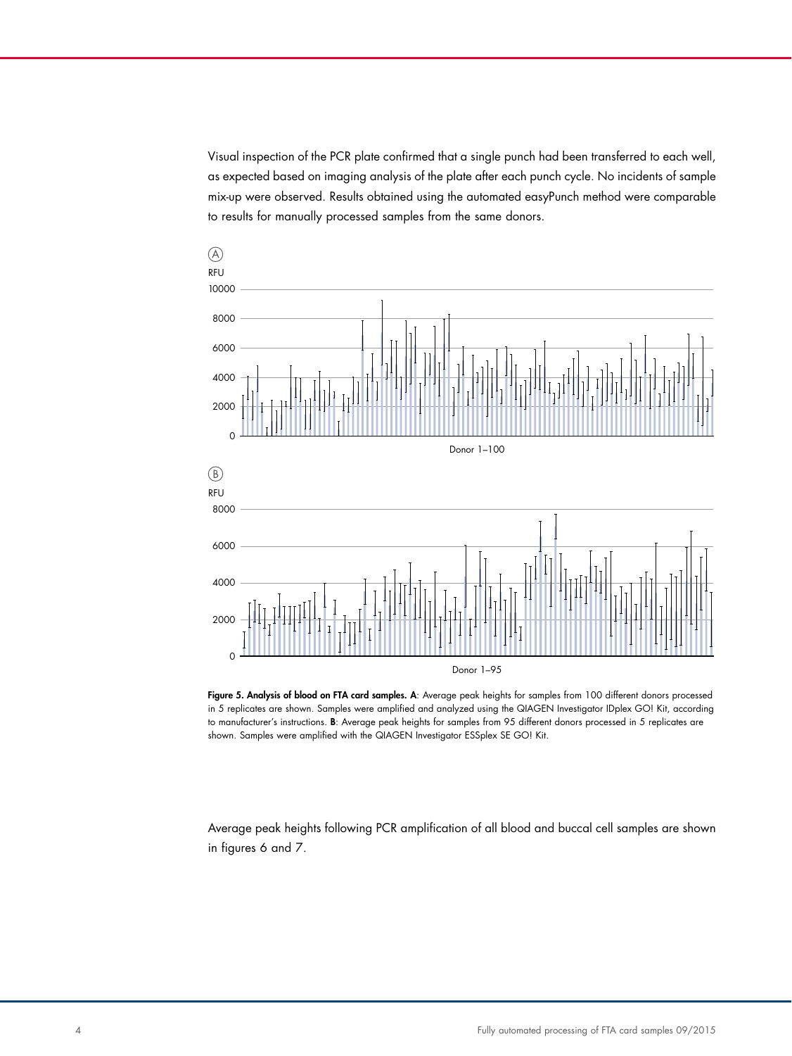Visual inspection of the PCR plate confirmed that a single punch had been transferred to each well, as expected based on imaging analysis of the plate after each punch cycle. No incidents of sample mix-up were observed. Results obtained using the automated easyPunch method were comparable to results for manually processed samples from the same donors.

**Figure 5. Analysis of blood on FTA card samples. A**: Average peak heights for samples from 100 different donors processed in 5 replicates are shown. Samples were amplified and analyzed using the QIAGEN Investigator IDplex GO! Kit, according to manufacturer's instructions. **B**: Average peak heights for samples from 95 different donors processed in 5 replicates are shown. Samples were amplified with the QIAGEN Investigator ESSplex SE GO! Kit.

Average peak heights following PCR amplification of all blood and buccal cell samples are shown in figures 6 and 7.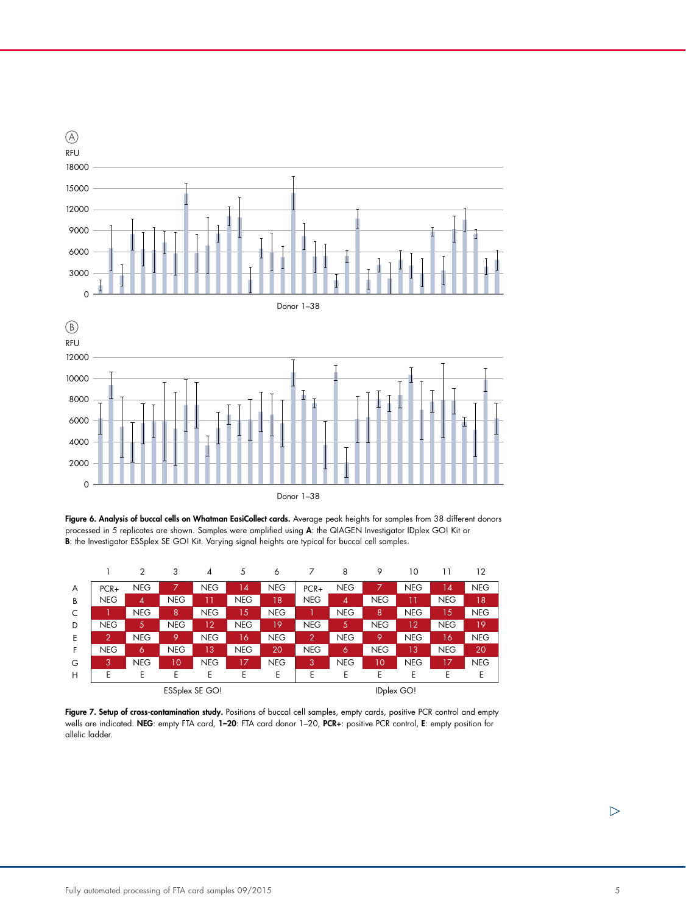**Figure 6. Analysis of buccal cells on Whatman EasiCollect cards.** Average peak heights for samples from 38 different donors processed in 5 replicates are shown. Samples were amplified using **A**: the QIAGEN Investigator IDplex GO! Kit or **B**: the Investigator ESSplex SE GO! Kit. Varying signal heights are typical for buccal cell samples.

| | 1 | 2 | 3 | 4 | 5 | 6 | 7 | 8 | 9 | 10 | 11 | 12 |
|---|---|---|---|---|---|---|---|---|---|---|---|---|
| A | PCR+ | NEG | 7 | NEG | 14 | NEG | PCR+ | NEG | 7 | NEG | 14 | NEG |
| B | NEG | 4 | NEG | 11 | NEG | 18 | NEG | 4 | NEG | 11 | NEG | 18 |
| C | 1 | NEG | 8 | NEG | 15 | NEG | 1 | NEG | 8 | NEG | 15 | NEG |
| D | NEG | 5 | NEG | 12 | NEG | 19 | NEG | 5 | NEG | 12 | NEG | 19 |
| E | 2 | NEG | 9 | NEG | 16 | NEG | 2 | NEG | 9 | NEG | 16 | NEG |
| F | NEG | 6 | NEG | 13 | NEG | 20 | NEG | 6 | NEG | 13 | NEG | 20 |
| G | 3 | NEG | 10 | NEG | 17 | NEG | 3 | NEG | 10 | NEG | 17 | NEG |
| H | E | E | E | E | E | E | E | E | E | E | E | E |
| | ESSplex SE GO! | | | | | | IDplex GO! | | | | | |

**Figure 7. Setup of cross-contamination study.** Positions of buccal cell samples, empty cards, positive PCR control and empty wells are indicated. **NEG**: empty FTA card, **1–20**: FTA card donor 1–20, **PCR+**: positive PCR control, **E**: empty position for allelic ladder.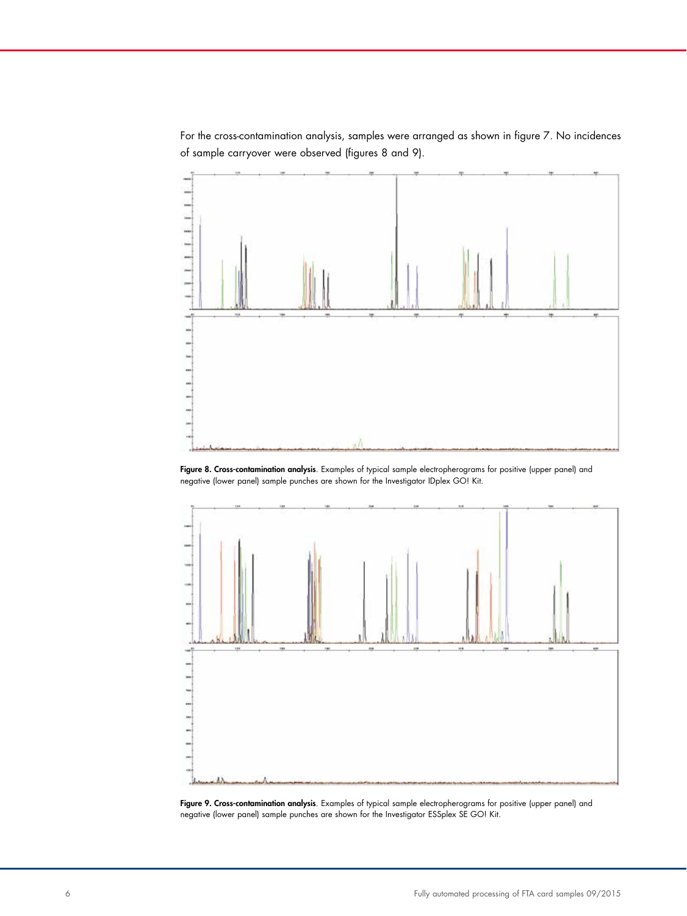For the cross-contamination analysis, samples were arranged as shown in figure 7. No incidences of sample carryover were observed (figures 8 and 9).

**Figure 8. Cross-contamination analysis**. Examples of typical sample electropherograms for positive (upper panel) and negative (lower panel) sample punches are shown for the Investigator IDplex GO! Kit.

**Figure 9. Cross-contamination analysis**. Examples of typical sample electropherograms for positive (upper panel) and negative (lower panel) sample punches are shown for the Investigator ESSplex SE GO! Kit.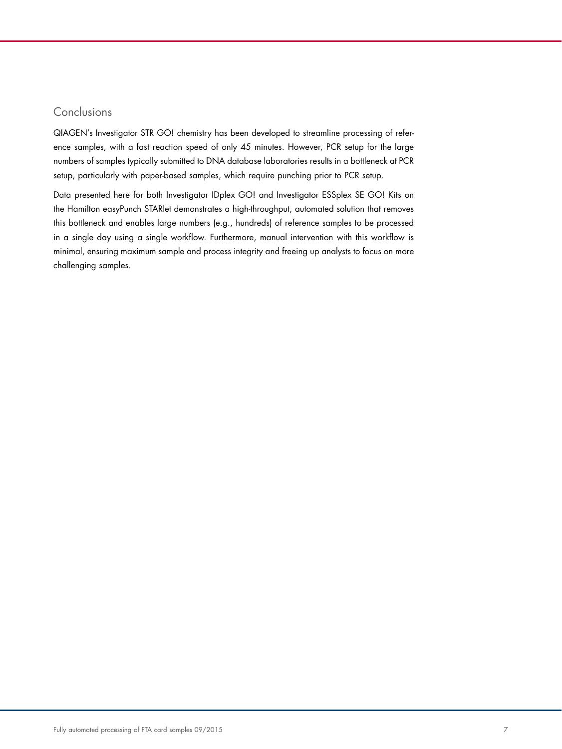## Conclusions

QIAGEN's Investigator STR GO! chemistry has been developed to streamline processing of reference samples, with a fast reaction speed of only 45 minutes. However, PCR setup for the large numbers of samples typically submitted to DNA database laboratories results in a bottleneck at PCR setup, particularly with paper-based samples, which require punching prior to PCR setup.

Data presented here for both Investigator IDplex GO! and Investigator ESSplex SE GO! Kits on the Hamilton easyPunch STARlet demonstrates a high-throughput, automated solution that removes this bottleneck and enables large numbers (e.g., hundreds) of reference samples to be processed in a single day using a single workflow. Furthermore, manual intervention with this workflow is minimal, ensuring maximum sample and process integrity and freeing up analysts to focus on more challenging samples.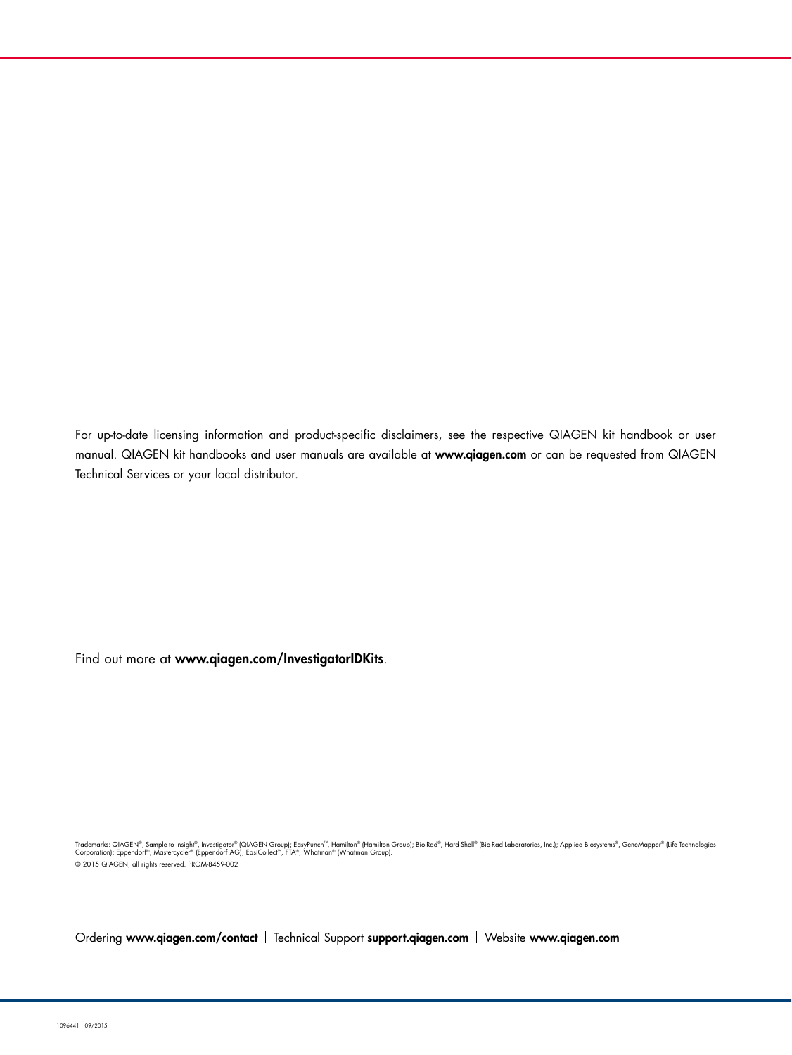For up-to-date licensing information and product-specific disclaimers, see the respective QIAGEN kit handbook or user manual. QIAGEN kit handbooks and user manuals are available at **www.qiagen.com** or can be requested from QIAGEN Technical Services or your local distributor.

Find out more at **www.qiagen.com/InvestigatorIDKits**.

Trademarks: QIAGEN®, Sample to Insight®, Investigator® (QIAGEN Group); EasyPunch™, Hamilton® (Hamilton Group); Bio-Rad®, Hard-Shell® (Bio-Rad Laboratories, Inc.); Applied Biosystems®, GeneMapper® (Life Technologies Corporation); Eppendorf®, Mastercycler® (Eppendorf AG); EasiCollect™, FTA®, Whatman® (Whatman Group).

© 2015 QIAGEN, all rights reserved. PROM-8459-002

Ordering **www.qiagen.com/contact** | Technical Support **support.qiagen.com** | Website **www.qiagen.com**

1096441 09/2015